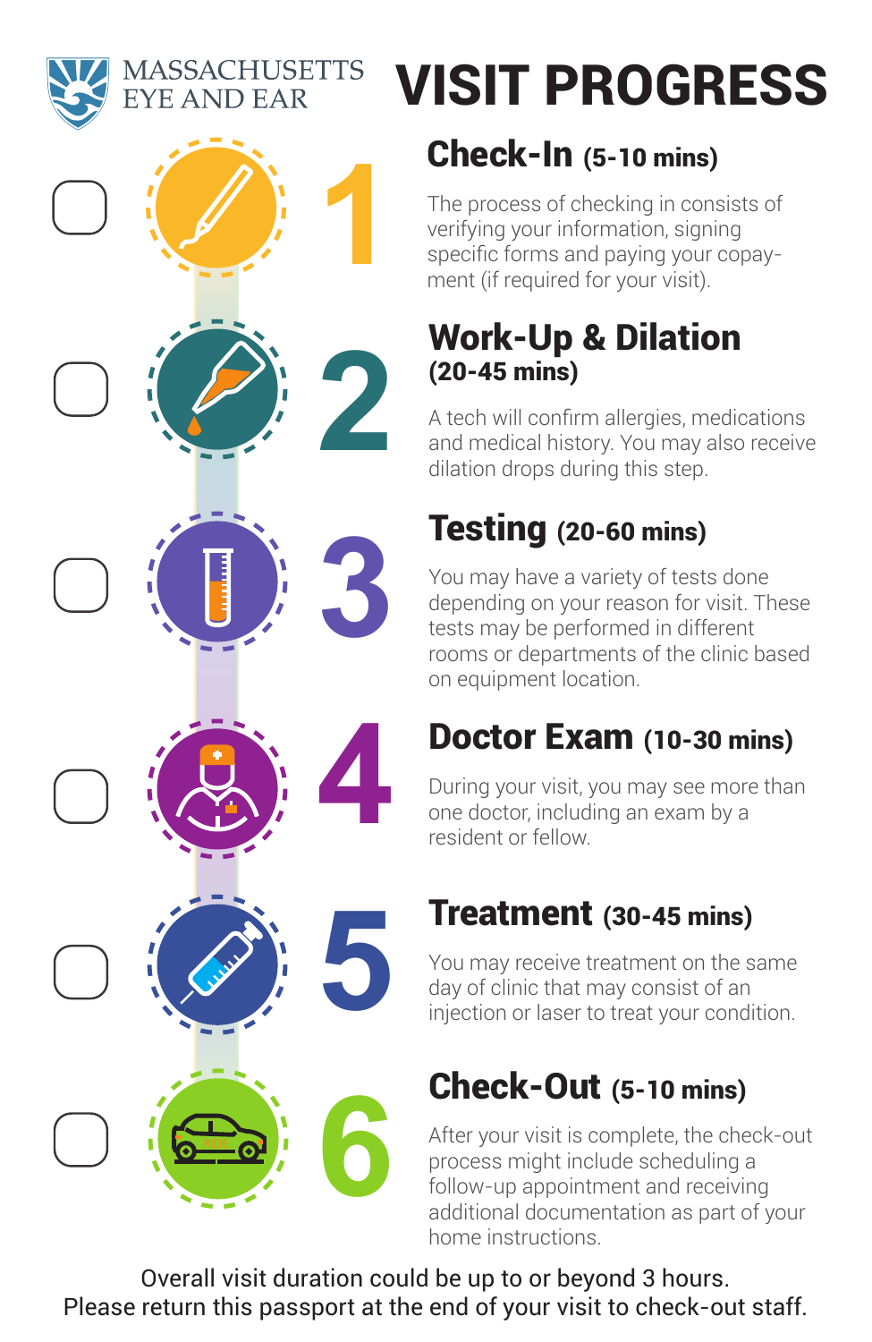MASSACHUSETTS EYE AND EAR

# VISIT PROGRESS

## 1 Check-In (5-10 mins)

The process of checking in consists of verifying your information, signing specific forms and paying your copay-ment (if required for your visit).

## 2 Work-Up & Dilation (20-45 mins)

A tech will confirm allergies, medications and medical history. You may also receive dilation drops during this step.

## 3 Testing (20-60 mins)

You may have a variety of tests done depending on your reason for visit. These tests may be performed in different rooms or departments of the clinic based on equipment location.

## 4 Doctor Exam (10-30 mins)

During your visit, you may see more than one doctor, including an exam by a resident or fellow.

## 5 Treatment (30-45 mins)

You may receive treatment on the same day of clinic that may consist of an injection or laser to treat your condition.

## 6 Check-Out (5-10 mins)

After your visit is complete, the check-out process might include scheduling a follow-up appointment and receiving additional documentation as part of your home instructions.

Overall visit duration could be up to or beyond 3 hours.
Please return this passport at the end of your visit to check-out staff.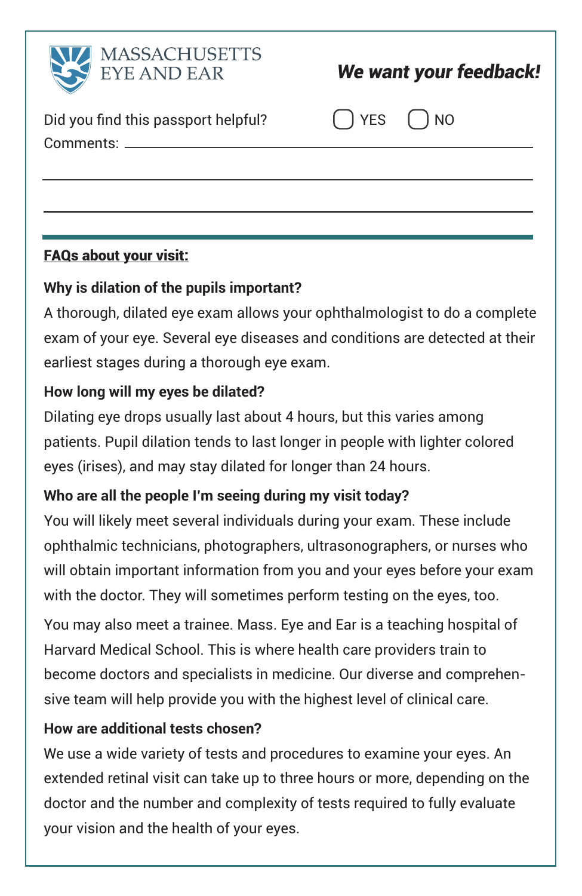MASSACHUSETTS EYE AND EAR

***We want your feedback!***

Did you find this passport helpful? ☐ YES ☐ NO

Comments: \_\_\_\_\_\_\_\_\_\_\_\_\_\_\_\_\_\_\_\_\_\_\_\_\_\_\_\_\_\_\_\_\_\_\_\_\_\_\_\_

\_\_\_\_\_\_\_\_\_\_\_\_\_\_\_\_\_\_\_\_\_\_\_\_\_\_\_\_\_\_\_\_\_\_\_\_\_\_\_\_\_\_\_\_\_\_\_\_\_\_

\_\_\_\_\_\_\_\_\_\_\_\_\_\_\_\_\_\_\_\_\_\_\_\_\_\_\_\_\_\_\_\_\_\_\_\_\_\_\_\_\_\_\_\_\_\_\_\_\_\_

---

**FAQs about your visit:**

**Why is dilation of the pupils important?**

A thorough, dilated eye exam allows your ophthalmologist to do a complete exam of your eye. Several eye diseases and conditions are detected at their earliest stages during a thorough eye exam.

**How long will my eyes be dilated?**

Dilating eye drops usually last about 4 hours, but this varies among patients. Pupil dilation tends to last longer in people with lighter colored eyes (irises), and may stay dilated for longer than 24 hours.

**Who are all the people I'm seeing during my visit today?**

You will likely meet several individuals during your exam. These include ophthalmic technicians, photographers, ultrasonographers, or nurses who will obtain important information from you and your eyes before your exam with the doctor. They will sometimes perform testing on the eyes, too.

You may also meet a trainee. Mass. Eye and Ear is a teaching hospital of Harvard Medical School. This is where health care providers train to become doctors and specialists in medicine. Our diverse and comprehensive team will help provide you with the highest level of clinical care.

**How are additional tests chosen?**

We use a wide variety of tests and procedures to examine your eyes. An extended retinal visit can take up to three hours or more, depending on the doctor and the number and complexity of tests required to fully evaluate your vision and the health of your eyes.